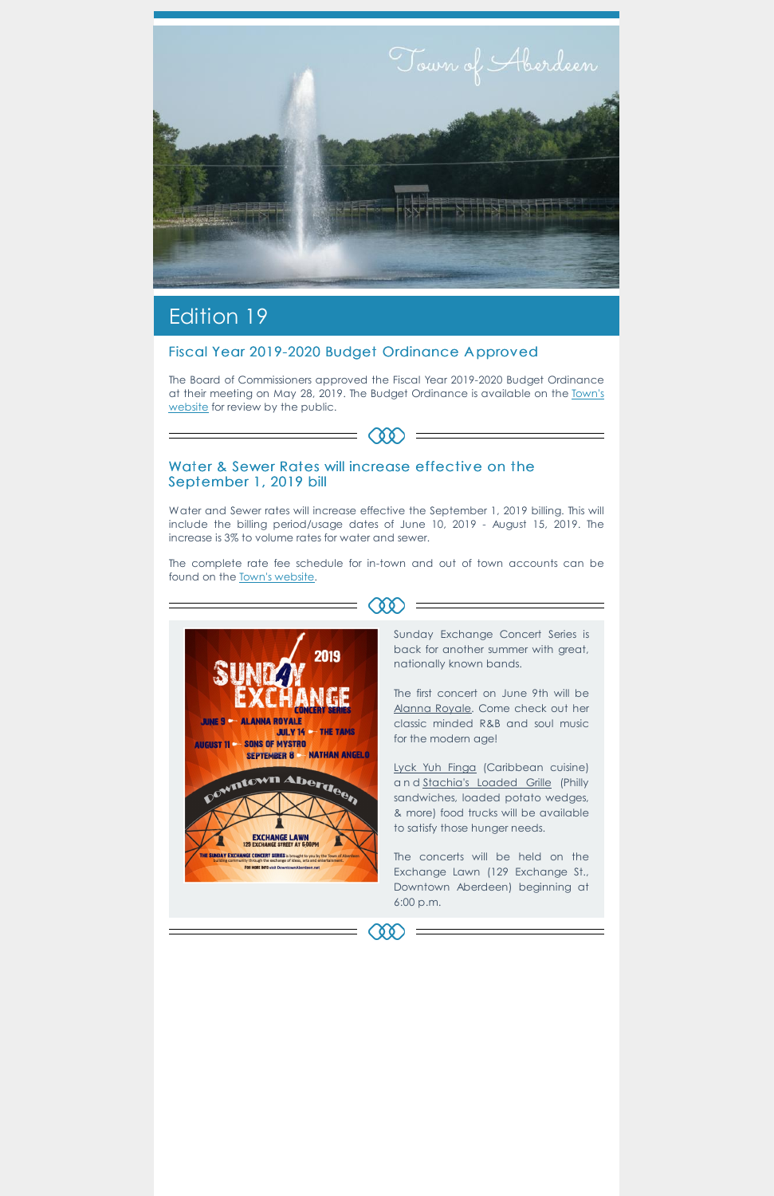Town of Aberdeen

# Edition 19

## Fiscal Year 2019-2020 Budget Ordinance Approved

The Board of Commissioners approved the Fiscal Year 2019-2020 Budget Ordinance at their meeting on May 28, 2019. The Budget Ordinance is available on the Town's website for review by the public.

## Water & Sewer Rates will increase effective on the September 1, 2019 bill

Water and Sewer rates will increase effective the September 1, 2019 billing. This will include the billing period/usage dates of June 10, 2019 - August 15, 2019. The increase is 3% to volume rates for water and sewer.

The complete rate fee schedule for in-town and out of town accounts can be found on the Town's website.

Sunday Exchange Concert Series is back for another summer with great, nationally known bands.

The first concert on June 9th will be Alanna Royale. Come check out her classic minded R&B and soul music for the modern age!

Lyck Yuh Finga (Caribbean cuisine) and Stachia's Loaded Grille (Philly sandwiches, loaded potato wedges, & more) food trucks will be available to satisfy those hunger needs.

The concerts will be held on the Exchange Lawn (129 Exchange St., Downtown Aberdeen) beginning at 6:00 p.m.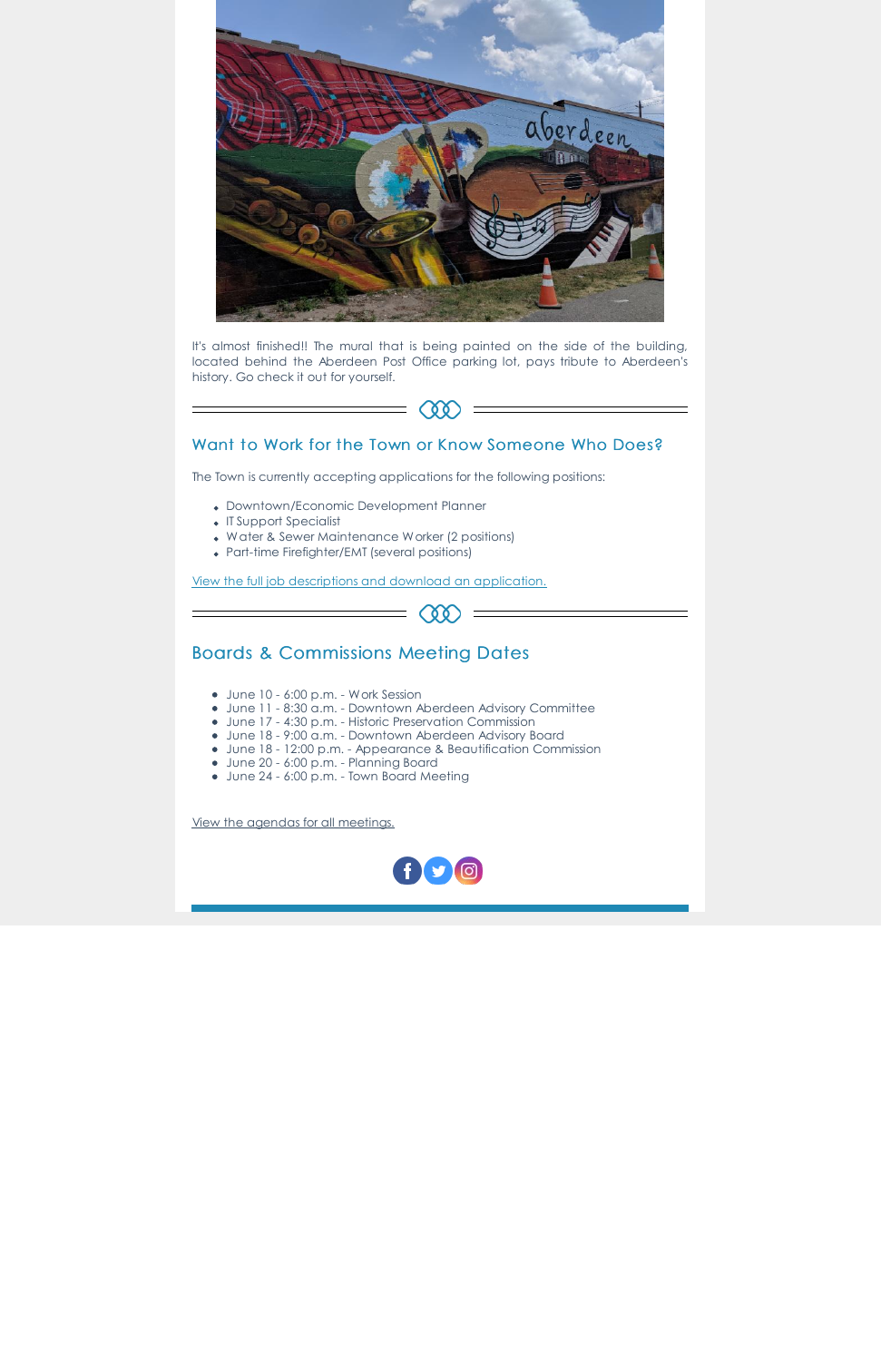It's almost finished!! The mural that is being painted on the side of the building, located behind the Aberdeen Post Office parking lot, pays tribute to Aberdeen's history. Go check it out for yourself.

## Want to Work for the Town or Know Someone Who Does?

The Town is currently accepting applications for the following positions:

- Downtown/Economic Development Planner
- IT Support Specialist
- Water & Sewer Maintenance Worker (2 positions)
- Part-time Firefighter/EMT (several positions)

View the full job descriptions and download an application.

## Boards & Commissions Meeting Dates

- June 10 - 6:00 p.m. - Work Session
- June 11 - 8:30 a.m. - Downtown Aberdeen Advisory Committee
- June 17 - 4:30 p.m. - Historic Preservation Commission
- June 18 - 9:00 a.m. - Downtown Aberdeen Advisory Board
- June 18 - 12:00 p.m. - Appearance & Beautification Commission
- June 20 - 6:00 p.m. - Planning Board
- June 24 - 6:00 p.m. - Town Board Meeting

View the agendas for all meetings.